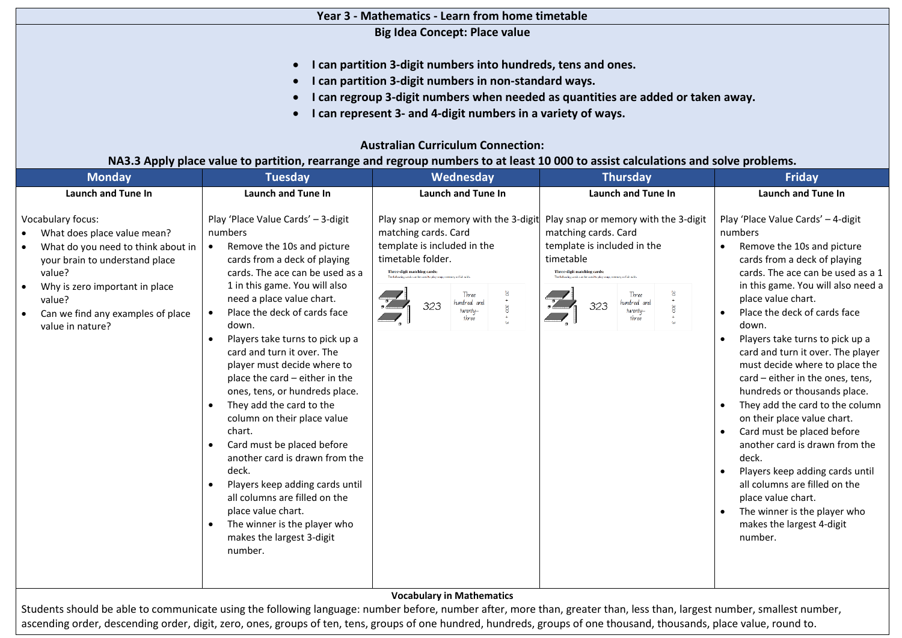# Year 3 - Mathematics - Learn from home timetable

## Big Idea Concept: Place value

- **I can partition 3-digit numbers into hundreds, tens and ones.**
- **I can partition 3-digit numbers in non-standard ways.**
- **I can regroup 3-digit numbers when needed as quantities are added or taken away.**
- **I can represent 3- and 4-digit numbers in a variety of ways.**

**Australian Curriculum Connection:**

**NA3.3 Apply place value to partition, rearrange and regroup numbers to at least 10 000 to assist calculations and solve problems.**

| Monday | Tuesday | Wednesday | Thursday | Friday |
|---|---|---|---|---|
| **Launch and Tune In** | **Launch and Tune In** | **Launch and Tune In** | **Launch and Tune In** | **Launch and Tune In** |
| Vocabulary focus:<br>• What does place value mean?<br>• What do you need to think about in your brain to understand place value?<br>• Why is zero important in place value?<br>• Can we find any examples of place value in nature? | Play 'Place Value Cards' – 3-digit numbers<br>• Remove the 10s and picture cards from a deck of playing cards. The ace can be used as a 1 in this game. You will also need a place value chart.<br>• Place the deck of cards face down.<br>• Players take turns to pick up a card and turn it over. The player must decide where to place the card – either in the ones, tens, or hundreds place.<br>• They add the card to the column on their place value chart.<br>• Card must be placed before another card is drawn from the deck.<br>• Players keep adding cards until all columns are filled on the place value chart.<br>• The winner is the player who makes the largest 3-digit number. | Play snap or memory with the 3-digit matching cards. Card template is included in the timetable folder.<br>Three-digit matching cards:<br>323 / Three hundred and twenty-three / 20 + 300 + 3 | Play snap or memory with the 3-digit matching cards. Card template is included in the timetable<br>Three-digit matching cards:<br>323 / Three hundred and twenty-three / 20 + 300 + 3 | Play 'Place Value Cards' – 4-digit numbers<br>• Remove the 10s and picture cards from a deck of playing cards. The ace can be used as a 1 in this game. You will also need a place value chart.<br>• Place the deck of cards face down.<br>• Players take turns to pick up a card and turn it over. The player must decide where to place the card – either in the ones, tens, hundreds or thousands place.<br>• They add the card to the column on their place value chart.<br>• Card must be placed before another card is drawn from the deck.<br>• Players keep adding cards until all columns are filled on the place value chart.<br>• The winner is the player who makes the largest 4-digit number. |

**Vocabulary in Mathematics**

Students should be able to communicate using the following language: number before, number after, more than, greater than, less than, largest number, smallest number, ascending order, descending order, digit, zero, ones, groups of ten, tens, groups of one hundred, hundreds, groups of one thousand, thousands, place value, round to.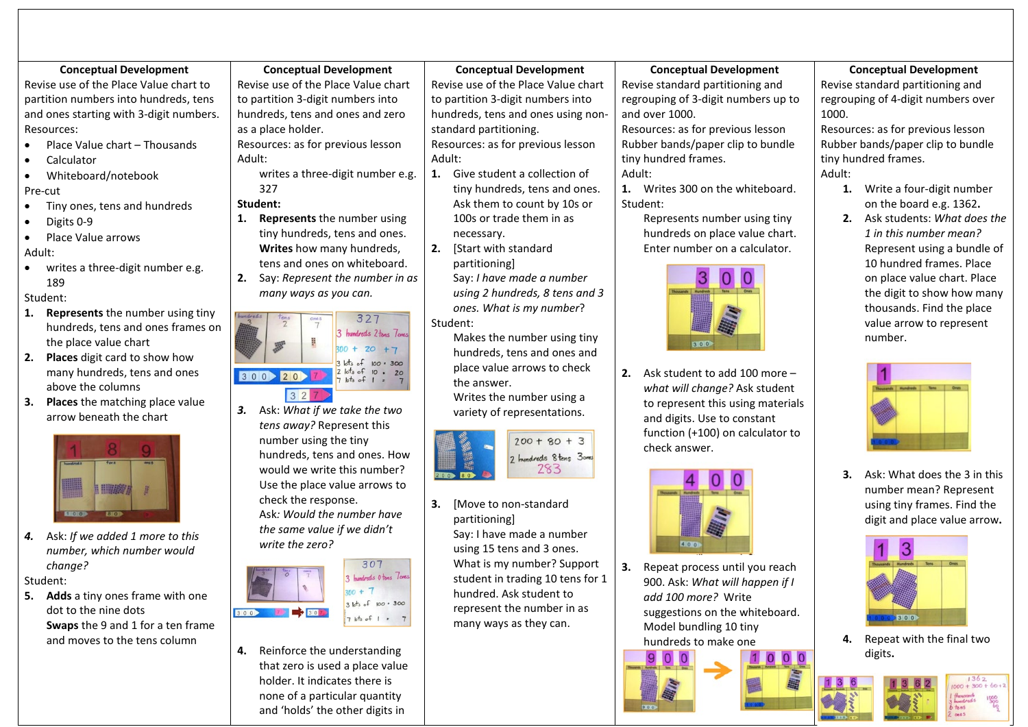| Conceptual Development | Conceptual Development | Conceptual Development | Conceptual Development | Conceptual Development |
|---|---|---|---|---|
| Revise use of the Place Value chart to partition numbers into hundreds, tens and ones starting with 3-digit numbers.<br>Resources:<br>• Place Value chart – Thousands<br>• Calculator<br>• Whiteboard/notebook<br>Pre-cut<br>• Tiny ones, tens and hundreds<br>• Digits 0-9<br>• Place Value arrows<br>Adult:<br>• writes a three-digit number e.g. 189<br>Student:<br>1. **Represents** the number using tiny hundreds, tens and ones frames on the place value chart<br>2. **Places** digit card to show how many hundreds, tens and ones above the columns<br>3. **Places** the matching place value arrow beneath the chart<br>4. Ask: *If we added 1 more to this number, which number would change?*<br>Student:<br>5. **Adds** a tiny ones frame with one dot to the nine dots<br>**Swaps** the 9 and 1 for a ten frame and moves to the tens column | Revise use of the Place Value chart to partition 3-digit numbers into hundreds, tens and ones and zero as a place holder.<br>Resources: as for previous lesson<br>Adult:<br>writes a three-digit number e.g. 327<br>**Student:**<br>1. **Represents** the number using tiny hundreds, tens and ones. **Writes** how many hundreds, tens and ones on whiteboard.<br>2. Say: *Represent the number in as many ways as you can.*<br>3. Ask: *What if we take the two tens away?* Represent this number using the tiny hundreds, tens and ones. How would we write this number? Use the place value arrows to check the response. Ask: *Would the number have the same value if we didn't write the zero?*<br>4. Reinforce the understanding that zero is used a place value holder. It indicates there is none of a particular quantity and 'holds' the other digits in | Revise use of the Place Value chart to partition 3-digit numbers into hundreds, tens and ones using non-standard partitioning.<br>Resources: as for previous lesson<br>Adult:<br>1. Give student a collection of tiny hundreds, tens and ones. Ask them to count by 10s or 100s or trade them in as necessary.<br>2. [Start with standard partitioning]<br>Say: *I have made a number using 2 hundreds, 8 tens and 3 ones. What is my number*?<br>Student:<br>Makes the number using tiny hundreds, tens and ones and place value arrows to check the answer.<br>Writes the number using a variety of representations.<br>3. [Move to non-standard partitioning]<br>Say: I have made a number using 15 tens and 3 ones. What is my number? Support student in trading 10 tens for 1 hundred. Ask student to represent the number in as many ways as they can. | Revise standard partitioning and regrouping of 3-digit numbers up to and over 1000.<br>Resources: as for previous lesson<br>Rubber bands/paper clip to bundle tiny hundred frames.<br>Adult:<br>1. Writes 300 on the whiteboard.<br>Student:<br>Represents number using tiny hundreds on place value chart. Enter number on a calculator.<br>2. Ask student to add 100 more – *what will change?* Ask student to represent this using materials and digits. Use to constant function (+100) on calculator to check answer.<br>3. Repeat process until you reach 900. Ask: *What will happen if I add 100 more?* Write suggestions on the whiteboard. Model bundling 10 tiny hundreds to make one | Revise standard partitioning and regrouping of 4-digit numbers over 1000.<br>Resources: as for previous lesson<br>Rubber bands/paper clip to bundle tiny hundred frames.<br>Adult:<br>1. Write a four-digit number on the board e.g. 1362**.**<br>2. Ask students: *What does the 1 in this number mean?* Represent using a bundle of 10 hundred frames. Place on place value chart. Place the digit to show how many thousands. Find the place value arrow to represent number.<br>3. Ask: What does the 3 in this number mean? Represent using tiny frames. Find the digit and place value arrow**.**<br>4. Repeat with the final two digits**.** |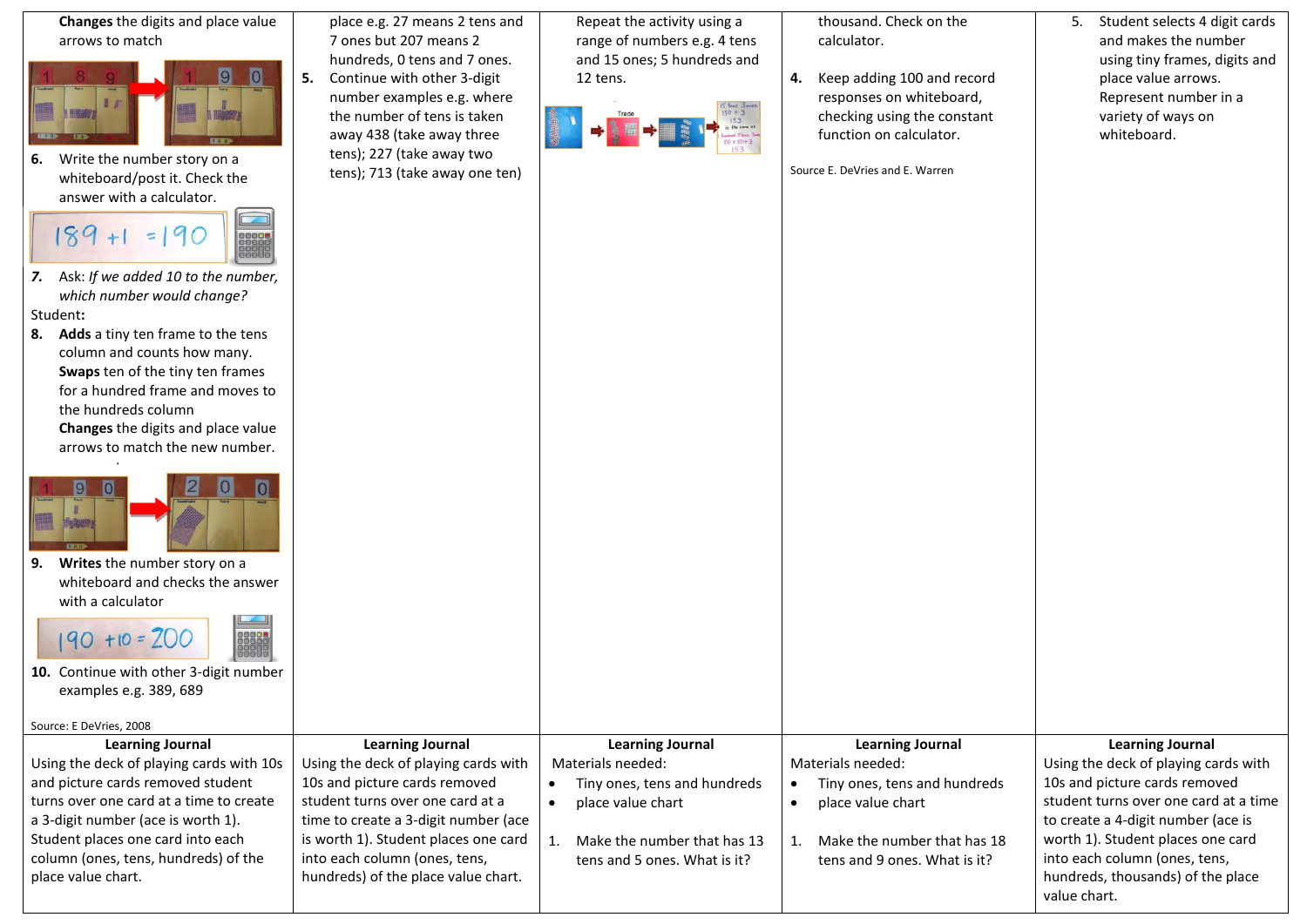| | | | | |
|---|---|---|---|---|
| **Changes** the digits and place value arrows to match<br><br>6. Write the number story on a whiteboard/post it. Check the answer with a calculator.<br><br>189 + 1 = 190<br><br>7. Ask: *If we added 10 to the number, which number would change?*<br>Student**:**<br>8. **Adds** a tiny ten frame to the tens column and counts how many. **Swaps** ten of the tiny ten frames for a hundred frame and moves to the hundreds column **Changes** the digits and place value arrows to match the new number.<br><br>9. **Writes** the number story on a whiteboard and checks the answer with a calculator<br><br>190 + 10 = 200<br><br>10. Continue with other 3-digit number examples e.g. 389, 689<br><br>Source: E DeVries, 2008 | place e.g. 27 means 2 tens and 7 ones but 207 means 2 hundreds, 0 tens and 7 ones.<br>5. Continue with other 3-digit number examples e.g. where the number of tens is taken away 438 (take away three tens); 227 (take away two tens); 713 (take away one ten) | Repeat the activity using a range of numbers e.g. 4 tens and 15 ones; 5 hundreds and 12 tens. | thousand. Check on the calculator.<br><br>4. Keep adding 100 and record responses on whiteboard, checking using the constant function on calculator.<br><br>Source E. DeVries and E. Warren | 5. Student selects 4 digit cards and makes the number using tiny frames, digits and place value arrows. Represent number in a variety of ways on whiteboard. |
| **Learning Journal**<br>Using the deck of playing cards with 10s and picture cards removed student turns over one card at a time to create a 3-digit number (ace is worth 1). Student places one card into each column (ones, tens, hundreds) of the place value chart. | **Learning Journal**<br>Using the deck of playing cards with 10s and picture cards removed student turns over one card at a time to create a 3-digit number (ace is worth 1). Student places one card into each column (ones, tens, hundreds) of the place value chart. | **Learning Journal**<br>Materials needed:<br>• Tiny ones, tens and hundreds<br>• place value chart<br><br>1. Make the number that has 13 tens and 5 ones. What is it? | **Learning Journal**<br>Materials needed:<br>• Tiny ones, tens and hundreds<br>• place value chart<br><br>1. Make the number that has 18 tens and 9 ones. What is it? | **Learning Journal**<br>Using the deck of playing cards with 10s and picture cards removed student turns over one card at a time to create a 4-digit number (ace is worth 1). Student places one card into each column (ones, tens, hundreds, thousands) of the place value chart. |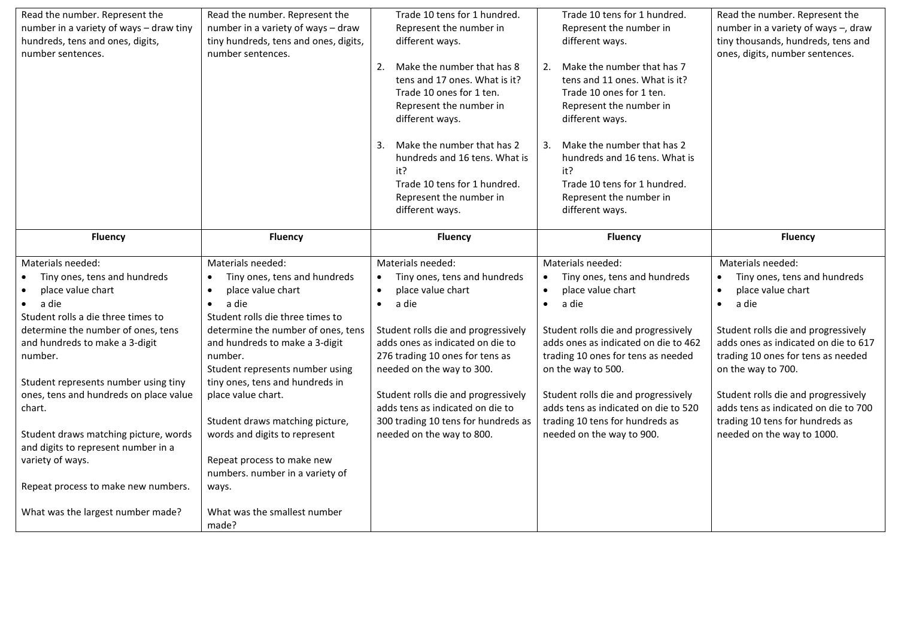| | | | | |
|---|---|---|---|---|
| Read the number. Represent the number in a variety of ways – draw tiny hundreds, tens and ones, digits, number sentences. | Read the number. Represent the number in a variety of ways – draw tiny hundreds, tens and ones, digits, number sentences. | Trade 10 tens for 1 hundred. Represent the number in different ways.<br><br>2. Make the number that has 8 tens and 17 ones. What is it? Trade 10 ones for 1 ten. Represent the number in different ways.<br><br>3. Make the number that has 2 hundreds and 16 tens. What is it? Trade 10 tens for 1 hundred. Represent the number in different ways. | Trade 10 tens for 1 hundred. Represent the number in different ways.<br><br>2. Make the number that has 7 tens and 11 ones. What is it? Trade 10 ones for 1 ten. Represent the number in different ways.<br><br>3. Make the number that has 2 hundreds and 16 tens. What is it? Trade 10 tens for 1 hundred. Represent the number in different ways. | Read the number. Represent the number in a variety of ways –, draw tiny thousands, hundreds, tens and ones, digits, number sentences. |
| **Fluency** | **Fluency** | **Fluency** | **Fluency** | **Fluency** |
| Materials needed:<br>• Tiny ones, tens and hundreds<br>• place value chart<br>• a die<br>Student rolls a die three times to determine the number of ones, tens and hundreds to make a 3-digit number.<br><br>Student represents number using tiny ones, tens and hundreds on place value chart.<br><br>Student draws matching picture, words and digits to represent number in a variety of ways.<br><br>Repeat process to make new numbers.<br><br>What was the largest number made? | Materials needed:<br>• Tiny ones, tens and hundreds<br>• place value chart<br>• a die<br>Student rolls die three times to determine the number of ones, tens and hundreds to make a 3-digit number.<br>Student represents number using tiny ones, tens and hundreds in place value chart.<br><br>Student draws matching picture, words and digits to represent<br><br>Repeat process to make new numbers. number in a variety of ways.<br><br>What was the smallest number made? | Materials needed:<br>• Tiny ones, tens and hundreds<br>• place value chart<br>• a die<br><br>Student rolls die and progressively adds ones as indicated on die to 276 trading 10 ones for tens as needed on the way to 300.<br><br>Student rolls die and progressively adds tens as indicated on die to 300 trading 10 tens for hundreds as needed on the way to 800. | Materials needed:<br>• Tiny ones, tens and hundreds<br>• place value chart<br>• a die<br><br>Student rolls die and progressively adds ones as indicated on die to 462 trading 10 ones for tens as needed on the way to 500.<br><br>Student rolls die and progressively adds tens as indicated on die to 520 trading 10 tens for hundreds as needed on the way to 900. | Materials needed:<br>• Tiny ones, tens and hundreds<br>• place value chart<br>• a die<br><br>Student rolls die and progressively adds ones as indicated on die to 617 trading 10 ones for tens as needed on the way to 700.<br><br>Student rolls die and progressively adds tens as indicated on die to 700 trading 10 tens for hundreds as needed on the way to 1000. |